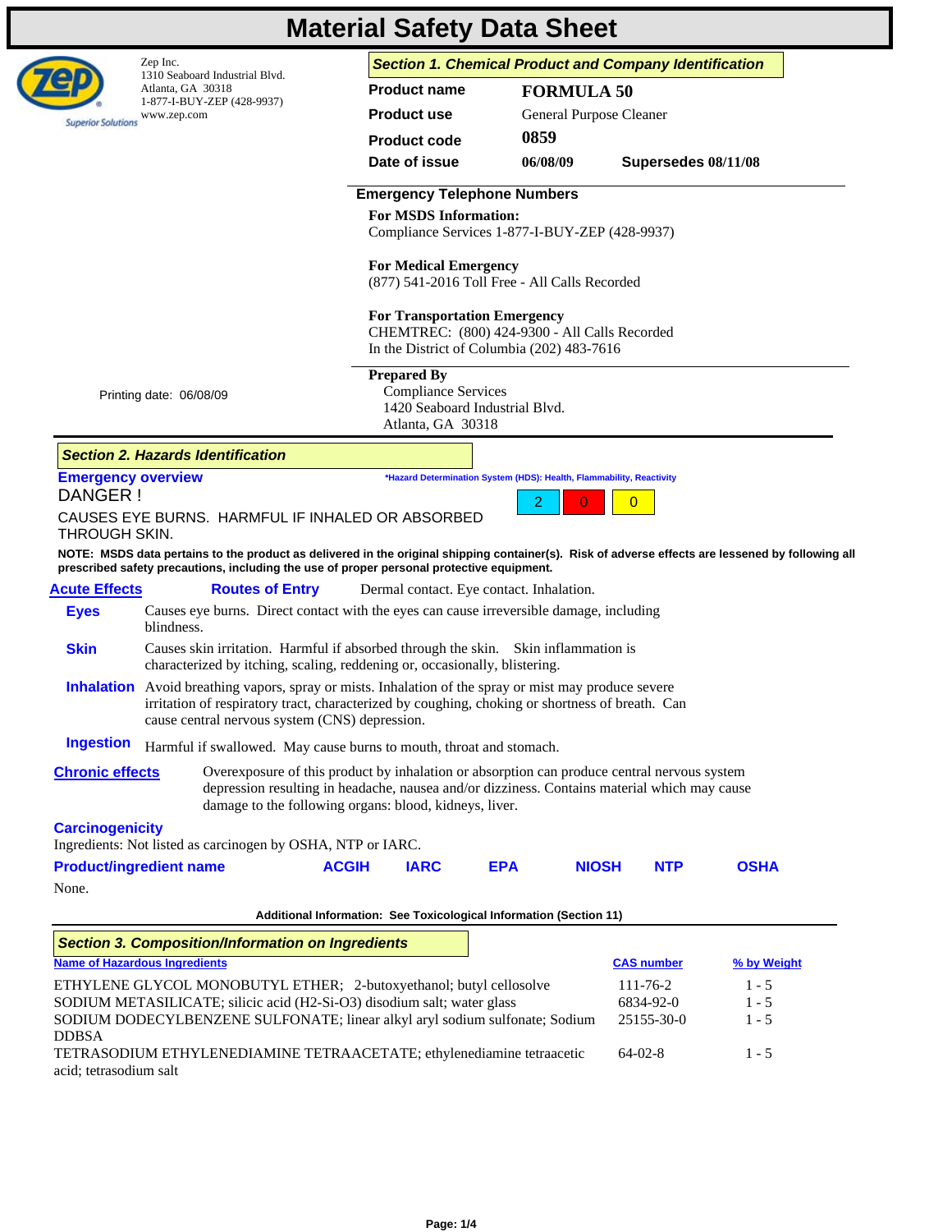# Material Safety Data Sheet

Zep Inc.
1310 Seaboard Industrial Blvd.
Atlanta, GA 30318
1-877-I-BUY-ZEP (428-9937)
www.zep.com

Superior Solutions

## Section 1. Chemical Product and Company Identification

| | |
|---|---|
| **Product name** | **FORMULA 50** |
| **Product use** | General Purpose Cleaner |
| **Product code** | **0859** |
| **Date of issue** | **06/08/09** **Supersedes 08/11/08** |

**Emergency Telephone Numbers**

**For MSDS Information:**
Compliance Services 1-877-I-BUY-ZEP (428-9937)

**For Medical Emergency**
(877) 541-2016 Toll Free - All Calls Recorded

**For Transportation Emergency**
CHEMTREC: (800) 424-9300 - All Calls Recorded
In the District of Columbia (202) 483-7616

Printing date: 06/08/09

**Prepared By**
Compliance Services
1420 Seaboard Industrial Blvd.
Atlanta, GA 30318

## Section 2. Hazards Identification

**Emergency overview**

DANGER !

CAUSES EYE BURNS. HARMFUL IF INHALED OR ABSORBED THROUGH SKIN.

*Hazard Determination System (HDS): Health, Flammability, Reactivity

| Health | Flammability | Reactivity |
|---|---|---|
| 2 | 0 | 0 |

**NOTE: MSDS data pertains to the product as delivered in the original shipping container(s). Risk of adverse effects are lessened by following all prescribed safety precautions, including the use of proper personal protective equipment.**

**Acute Effects**

**Routes of Entry** Dermal contact. Eye contact. Inhalation.

**Eyes** Causes eye burns. Direct contact with the eyes can cause irreversible damage, including blindness.

**Skin** Causes skin irritation. Harmful if absorbed through the skin. Skin inflammation is characterized by itching, scaling, reddening or, occasionally, blistering.

**Inhalation** Avoid breathing vapors, spray or mists. Inhalation of the spray or mist may produce severe irritation of respiratory tract, characterized by coughing, choking or shortness of breath. Can cause central nervous system (CNS) depression.

**Ingestion** Harmful if swallowed. May cause burns to mouth, throat and stomach.

**Chronic effects** Overexposure of this product by inhalation or absorption can produce central nervous system depression resulting in headache, nausea and/or dizziness. Contains material which may cause damage to the following organs: blood, kidneys, liver.

**Carcinogenicity**

Ingredients: Not listed as carcinogen by OSHA, NTP or IARC.

| Product/ingredient name | ACGIH | IARC | EPA | NIOSH | NTP | OSHA |
|---|---|---|---|---|---|---|
| None. | | | | | | |

**Additional Information: See Toxicological Information (Section 11)**

## Section 3. Composition/Information on Ingredients

| Name of Hazardous Ingredients | CAS number | % by Weight |
|---|---|---|
| ETHYLENE GLYCOL MONOBUTYL ETHER; 2-butoxyethanol; butyl cellosolve | 111-76-2 | 1 - 5 |
| SODIUM METASILICATE; silicic acid (H2-Si-O3) disodium salt; water glass | 6834-92-0 | 1 - 5 |
| SODIUM DODECYLBENZENE SULFONATE; linear alkyl aryl sodium sulfonate; Sodium DDBSA | 25155-30-0 | 1 - 5 |
| TETRASODIUM ETHYLENEDIAMINE TETRAACETATE; ethylenediamine tetraacetic acid; tetrasodium salt | 64-02-8 | 1 - 5 |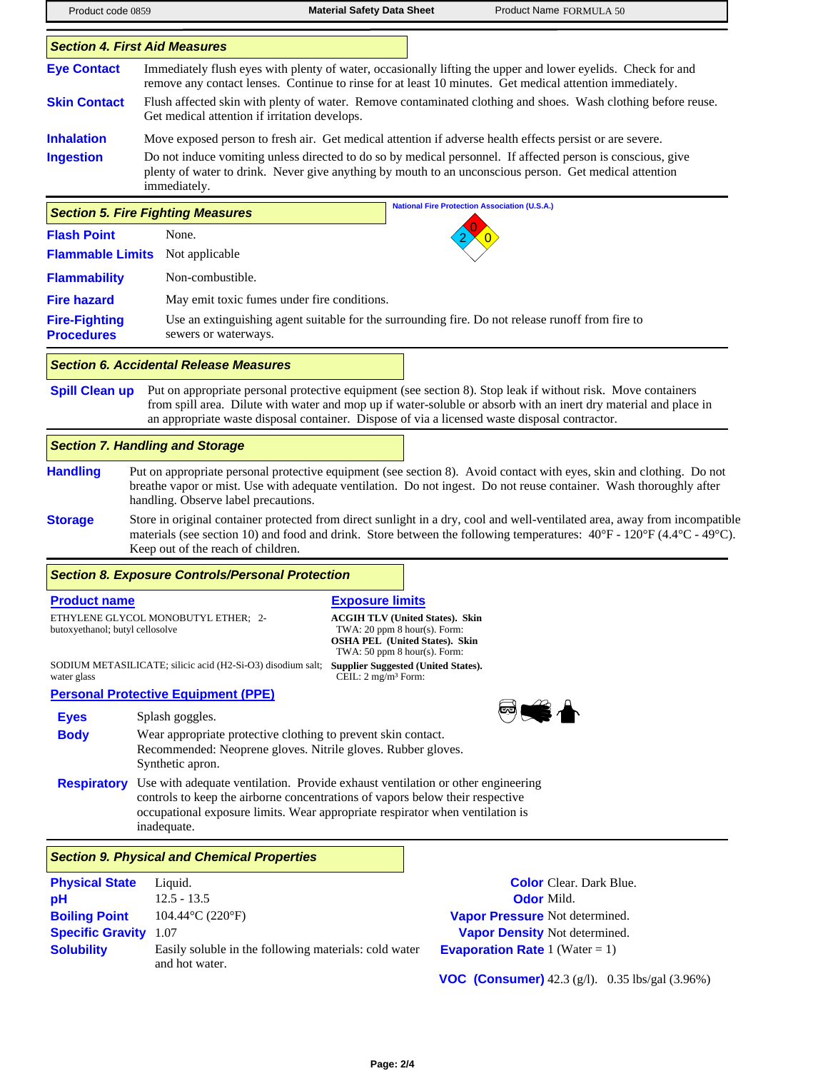## Section 4. First Aid Measures

**Eye Contact** Immediately flush eyes with plenty of water, occasionally lifting the upper and lower eyelids. Check for and remove any contact lenses. Continue to rinse for at least 10 minutes. Get medical attention immediately.

**Skin Contact** Flush affected skin with plenty of water. Remove contaminated clothing and shoes. Wash clothing before reuse. Get medical attention if irritation develops.

**Inhalation** Move exposed person to fresh air. Get medical attention if adverse health effects persist or are severe.

**Ingestion** Do not induce vomiting unless directed to do so by medical personnel. If affected person is conscious, give plenty of water to drink. Never give anything by mouth to an unconscious person. Get medical attention immediately.

## Section 5. Fire Fighting Measures

National Fire Protection Association (U.S.A.)

Health: 2, Flammability: 0, Reactivity: 0

**Flash Point** None.

**Flammable Limits** Not applicable

**Flammability** Non-combustible.

**Fire hazard** May emit toxic fumes under fire conditions.

**Fire-Fighting Procedures** Use an extinguishing agent suitable for the surrounding fire. Do not release runoff from fire to sewers or waterways.

## Section 6. Accidental Release Measures

**Spill Clean up** Put on appropriate personal protective equipment (see section 8). Stop leak if without risk. Move containers from spill area. Dilute with water and mop up if water-soluble or absorb with an inert dry material and place in an appropriate waste disposal container. Dispose of via a licensed waste disposal contractor.

## Section 7. Handling and Storage

**Handling** Put on appropriate personal protective equipment (see section 8). Avoid contact with eyes, skin and clothing. Do not breathe vapor or mist. Use with adequate ventilation. Do not ingest. Do not reuse container. Wash thoroughly after handling. Observe label precautions.

**Storage** Store in original container protected from direct sunlight in a dry, cool and well-ventilated area, away from incompatible materials (see section 10) and food and drink. Store between the following temperatures: 40°F - 120°F (4.4°C - 49°C). Keep out of the reach of children.

## Section 8. Exposure Controls/Personal Protection

| Product name | Exposure limits |
|---|---|
| ETHYLENE GLYCOL MONOBUTYL ETHER; 2-butoxyethanol; butyl cellosolve | **ACGIH TLV (United States). Skin** TWA: 20 ppm 8 hour(s). Form: **OSHA PEL (United States). Skin** TWA: 50 ppm 8 hour(s). Form: |
| SODIUM METASILICATE; silicic acid (H2-Si-O3) disodium salt; water glass | **Supplier Suggested (United States).** CEIL: 2 mg/m³ Form: |

### Personal Protective Equipment (PPE)

**Eyes** Splash goggles.

**Body** Wear appropriate protective clothing to prevent skin contact. Recommended: Neoprene gloves. Nitrile gloves. Rubber gloves. Synthetic apron.

**Respiratory** Use with adequate ventilation. Provide exhaust ventilation or other engineering controls to keep the airborne concentrations of vapors below their respective occupational exposure limits. Wear appropriate respirator when ventilation is inadequate.

## Section 9. Physical and Chemical Properties

**Physical State** Liquid.

**pH** 12.5 - 13.5

**Boiling Point** 104.44°C (220°F)

**Specific Gravity** 1.07

**Solubility** Easily soluble in the following materials: cold water and hot water.

**Color** Clear. Dark Blue.

**Odor** Mild.

**Vapor Pressure** Not determined.

**Vapor Density** Not determined.

**Evaporation Rate** 1 (Water = 1)

**VOC (Consumer)** 42.3 (g/l). 0.35 lbs/gal (3.96%)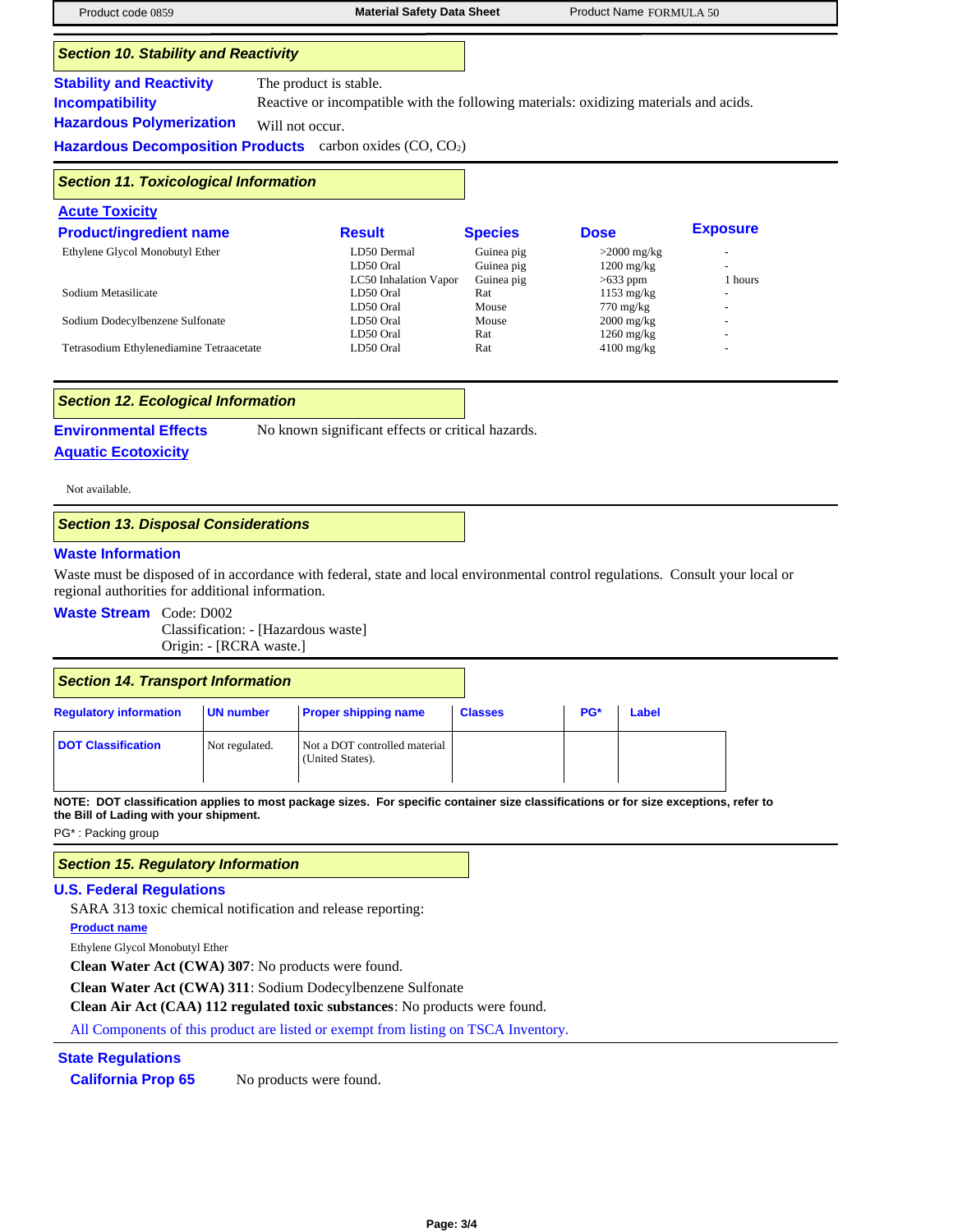## Section 10. Stability and Reactivity

**Stability and Reactivity** The product is stable.

**Incompatibility** Reactive or incompatible with the following materials: oxidizing materials and acids.

**Hazardous Polymerization** Will not occur.

**Hazardous Decomposition Products** carbon oxides (CO, $CO_2$)

## Section 11. Toxicological Information

### Acute Toxicity

| Product/ingredient name | Result | Species | Dose | Exposure |
|---|---|---|---|---|
| Ethylene Glycol Monobutyl Ether | LD50 Dermal | Guinea pig | >2000 mg/kg | - |
| | LD50 Oral | Guinea pig | 1200 mg/kg | - |
| | LC50 Inhalation Vapor | Guinea pig | >633 ppm | 1 hours |
| Sodium Metasilicate | LD50 Oral | Rat | 1153 mg/kg | - |
| | LD50 Oral | Mouse | 770 mg/kg | - |
| Sodium Dodecylbenzene Sulfonate | LD50 Oral | Mouse | 2000 mg/kg | - |
| | LD50 Oral | Rat | 1260 mg/kg | - |
| Tetrasodium Ethylenediamine Tetraacetate | LD50 Oral | Rat | 4100 mg/kg | - |

## Section 12. Ecological Information

**Environmental Effects** No known significant effects or critical hazards.

### Aquatic Ecotoxicity

Not available.

## Section 13. Disposal Considerations

### Waste Information

Waste must be disposed of in accordance with federal, state and local environmental control regulations. Consult your local or regional authorities for additional information.

**Waste Stream** Code: D002
Classification: - [Hazardous waste]
Origin: - [RCRA waste.]

## Section 14. Transport Information

| Regulatory information | UN number | Proper shipping name | Classes | PG* | Label |
|---|---|---|---|---|---|
| DOT Classification | Not regulated. | Not a DOT controlled material (United States). | | | |

**NOTE: DOT classification applies to most package sizes. For specific container size classifications or for size exceptions, refer to the Bill of Lading with your shipment.**

PG* : Packing group

## Section 15. Regulatory Information

### U.S. Federal Regulations

SARA 313 toxic chemical notification and release reporting:

**Product name**

Ethylene Glycol Monobutyl Ether

**Clean Water Act (CWA) 307**: No products were found.

**Clean Water Act (CWA) 311**: Sodium Dodecylbenzene Sulfonate

**Clean Air Act (CAA) 112 regulated toxic substances**: No products were found.

All Components of this product are listed or exempt from listing on TSCA Inventory.

### State Regulations

**California Prop 65** No products were found.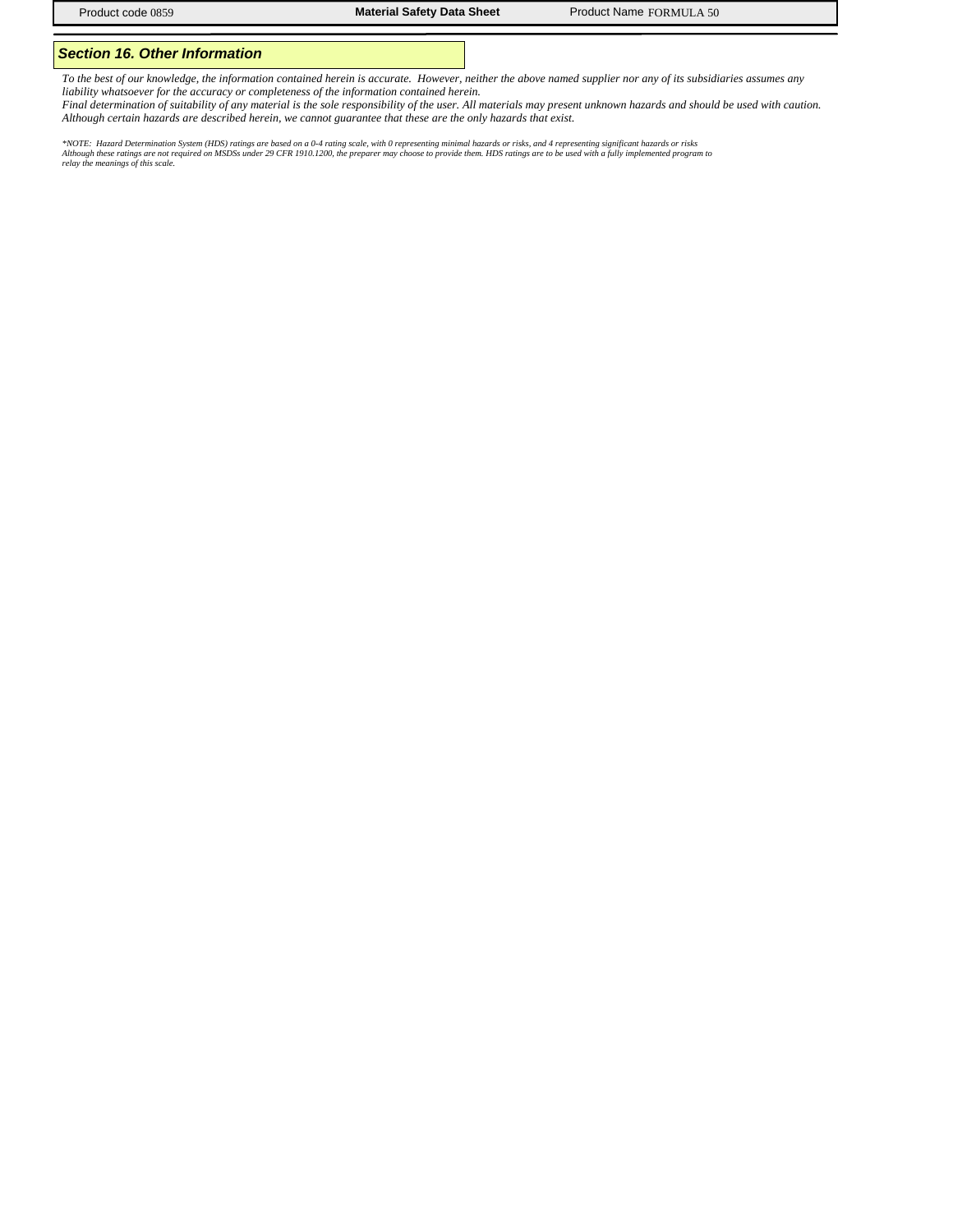## *Section 16. Other Information*

*To the best of our knowledge, the information contained herein is accurate. However, neither the above named supplier nor any of its subsidiaries assumes any liability whatsoever for the accuracy or completeness of the information contained herein.*
*Final determination of suitability of any material is the sole responsibility of the user. All materials may present unknown hazards and should be used with caution. Although certain hazards are described herein, we cannot guarantee that these are the only hazards that exist.*

*\*NOTE: Hazard Determination System (HDS) ratings are based on a 0-4 rating scale, with 0 representing minimal hazards or risks, and 4 representing significant hazards or risks Although these ratings are not required on MSDSs under 29 CFR 1910.1200, the preparer may choose to provide them. HDS ratings are to be used with a fully implemented program to relay the meanings of this scale.*